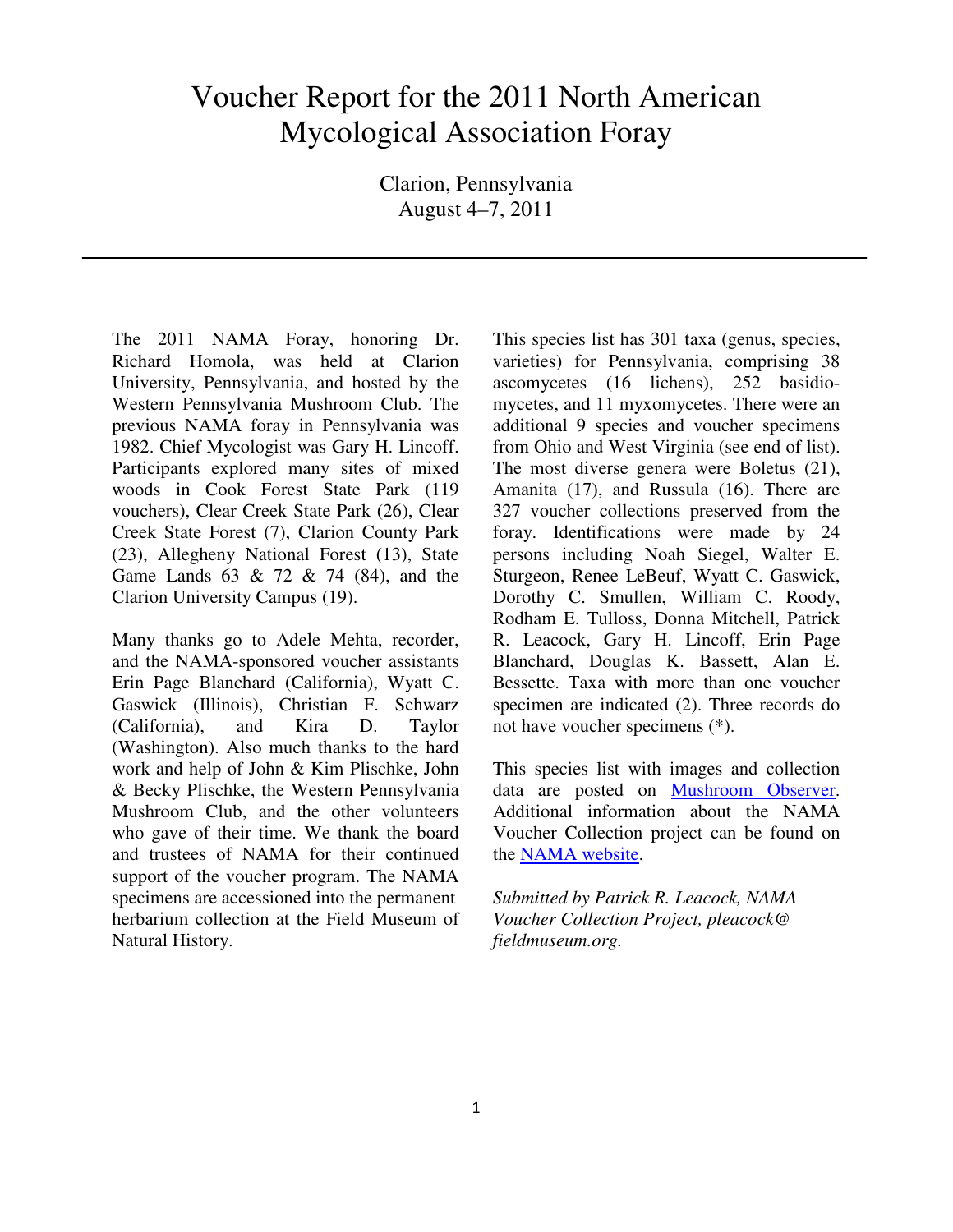# Voucher Report for the 2011 North American Mycological Association Foray

Clarion, Pennsylvania
August 4–7, 2011

---

The 2011 NAMA Foray, honoring Dr. Richard Homola, was held at Clarion University, Pennsylvania, and hosted by the Western Pennsylvania Mushroom Club. The previous NAMA foray in Pennsylvania was 1982. Chief Mycologist was Gary H. Lincoff. Participants explored many sites of mixed woods in Cook Forest State Park (119 vouchers), Clear Creek State Park (26), Clear Creek State Forest (7), Clarion County Park (23), Allegheny National Forest (13), State Game Lands 63 & 72 & 74 (84), and the Clarion University Campus (19).

Many thanks go to Adele Mehta, recorder, and the NAMA-sponsored voucher assistants Erin Page Blanchard (California), Wyatt C. Gaswick (Illinois), Christian F. Schwarz (California), and Kira D. Taylor (Washington). Also much thanks to the hard work and help of John & Kim Plischke, John & Becky Plischke, the Western Pennsylvania Mushroom Club, and the other volunteers who gave of their time. We thank the board and trustees of NAMA for their continued support of the voucher program. The NAMA specimens are accessioned into the permanent herbarium collection at the Field Museum of Natural History.

This species list has 301 taxa (genus, species, varieties) for Pennsylvania, comprising 38 ascomycetes (16 lichens), 252 basidiomycetes, and 11 myxomycetes. There were an additional 9 species and voucher specimens from Ohio and West Virginia (see end of list). The most diverse genera were Boletus (21), Amanita (17), and Russula (16). There are 327 voucher collections preserved from the foray. Identifications were made by 24 persons including Noah Siegel, Walter E. Sturgeon, Renee LeBeuf, Wyatt C. Gaswick, Dorothy C. Smullen, William C. Roody, Rodham E. Tulloss, Donna Mitchell, Patrick R. Leacock, Gary H. Lincoff, Erin Page Blanchard, Douglas K. Bassett, Alan E. Bessette. Taxa with more than one voucher specimen are indicated (2). Three records do not have voucher specimens (*).

This species list with images and collection data are posted on Mushroom Observer. Additional information about the NAMA Voucher Collection project can be found on the NAMA website.

*Submitted by Patrick R. Leacock, NAMA Voucher Collection Project, pleacock@fieldmuseum.org.*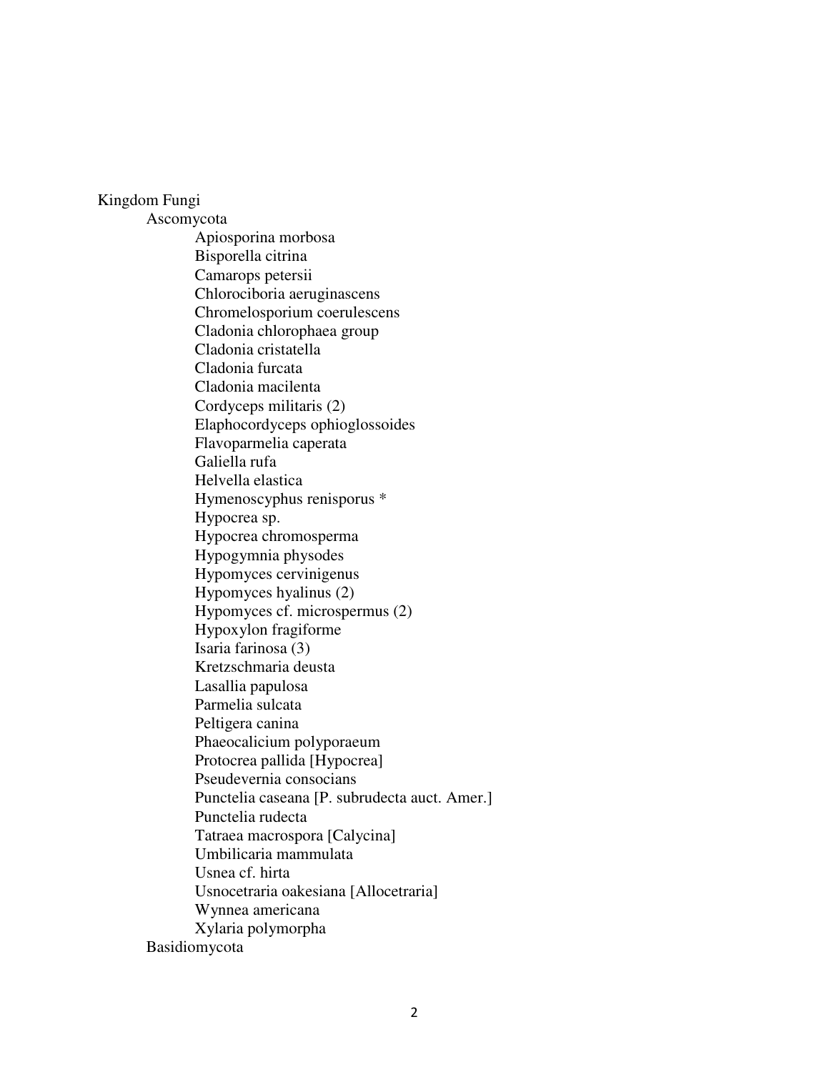Kingdom Fungi

- Ascomycota
  - Apiosporina morbosa
  - Bisporella citrina
  - Camarops petersii
  - Chlorociboria aeruginascens
  - Chromelosporium coerulescens
  - Cladonia chlorophaea group
  - Cladonia cristatella
  - Cladonia furcata
  - Cladonia macilenta
  - Cordyceps militaris (2)
  - Elaphocordyceps ophioglossoides
  - Flavoparmelia caperata
  - Galiella rufa
  - Helvella elastica
  - Hymenoscyphus renisporus *
  - Hypocrea sp.
  - Hypocrea chromosperma
  - Hypogymnia physodes
  - Hypomyces cervinigenus
  - Hypomyces hyalinus (2)
  - Hypomyces cf. microspermus (2)
  - Hypoxylon fragiforme
  - Isaria farinosa (3)
  - Kretzschmaria deusta
  - Lasallia papulosa
  - Parmelia sulcata
  - Peltigera canina
  - Phaeocalicium polyporaeum
  - Protocrea pallida [Hypocrea]
  - Pseudevernia consocians
  - Punctelia caseana [P. subrudecta auct. Amer.]
  - Punctelia rudecta
  - Tatraea macrospora [Calycina]
  - Umbilicaria mammulata
  - Usnea cf. hirta
  - Usnocetraria oakesiana [Allocetraria]
  - Wynnea americana
  - Xylaria polymorpha
- Basidiomycota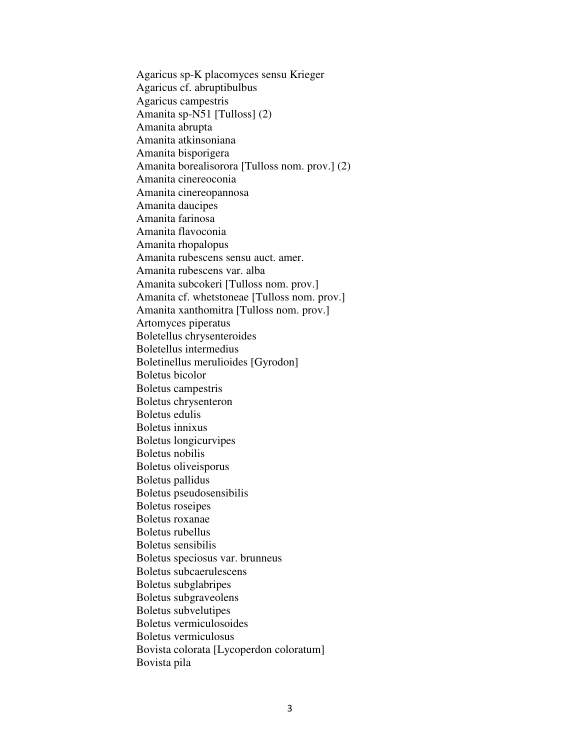Agaricus sp-K placomyces sensu Krieger
Agaricus cf. abruptibulbus
Agaricus campestris
Amanita sp-N51 [Tulloss] (2)
Amanita abrupta
Amanita atkinsoniana
Amanita bisporigera
Amanita borealisorora [Tulloss nom. prov.] (2)
Amanita cinereoconia
Amanita cinereopannosa
Amanita daucipes
Amanita farinosa
Amanita flavoconia
Amanita rhopalopus
Amanita rubescens sensu auct. amer.
Amanita rubescens var. alba
Amanita subcokeri [Tulloss nom. prov.]
Amanita cf. whetstoneae [Tulloss nom. prov.]
Amanita xanthomitra [Tulloss nom. prov.]
Artomyces piperatus
Boletellus chrysenteroides
Boletellus intermedius
Boletinellus merulioides [Gyrodon]
Boletus bicolor
Boletus campestris
Boletus chrysenteron
Boletus edulis
Boletus innixus
Boletus longicurvipes
Boletus nobilis
Boletus oliveisporus
Boletus pallidus
Boletus pseudosensibilis
Boletus roseipes
Boletus roxanae
Boletus rubellus
Boletus sensibilis
Boletus speciosus var. brunneus
Boletus subcaerulescens
Boletus subglabripes
Boletus subgraveolens
Boletus subvelutipes
Boletus vermiculosoides
Boletus vermiculosus
Bovista colorata [Lycoperdon coloratum]
Bovista pila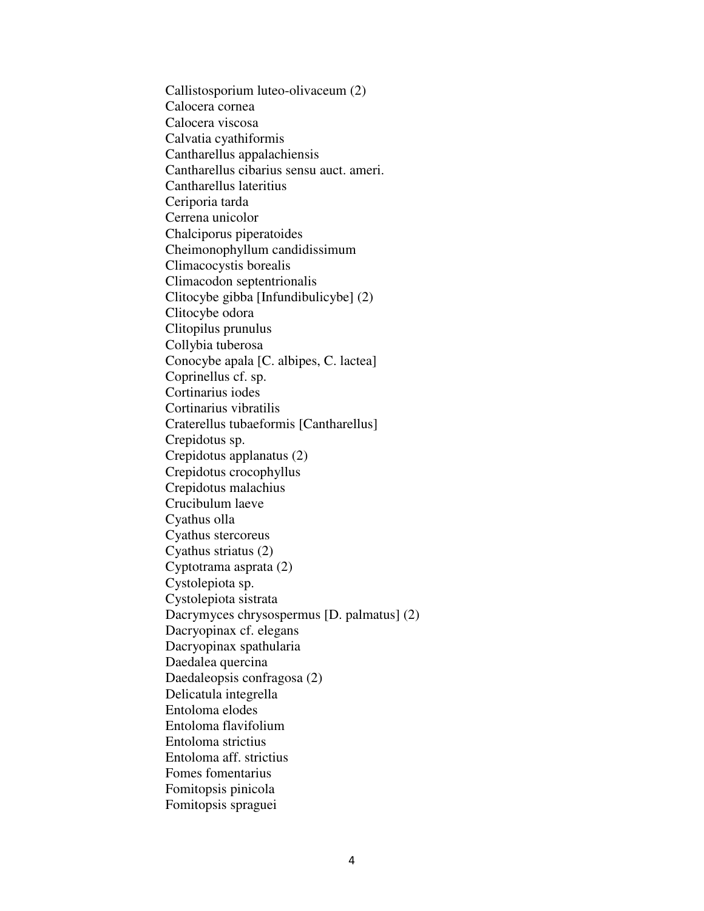Callistosporium luteo-olivaceum (2)
Calocera cornea
Calocera viscosa
Calvatia cyathiformis
Cantharellus appalachiensis
Cantharellus cibarius sensu auct. ameri.
Cantharellus lateritius
Ceriporia tarda
Cerrena unicolor
Chalciporus piperatoides
Cheimonophyllum candidissimum
Climacocystis borealis
Climacodon septentrionalis
Clitocybe gibba [Infundibulicybe] (2)
Clitocybe odora
Clitopilus prunulus
Collybia tuberosa
Conocybe apala [C. albipes, C. lactea]
Coprinellus cf. sp.
Cortinarius iodes
Cortinarius vibratilis
Craterellus tubaeformis [Cantharellus]
Crepidotus sp.
Crepidotus applanatus (2)
Crepidotus crocophyllus
Crepidotus malachius
Crucibulum laeve
Cyathus olla
Cyathus stercoreus
Cyathus striatus (2)
Cyptotrama asprata (2)
Cystolepiota sp.
Cystolepiota sistrata
Dacrymyces chrysospermus [D. palmatus] (2)
Dacryopinax cf. elegans
Dacryopinax spathularia
Daedalea quercina
Daedaleopsis confragosa (2)
Delicatula integrella
Entoloma elodes
Entoloma flavifolium
Entoloma strictius
Entoloma aff. strictius
Fomes fomentarius
Fomitopsis pinicola
Fomitopsis spraguei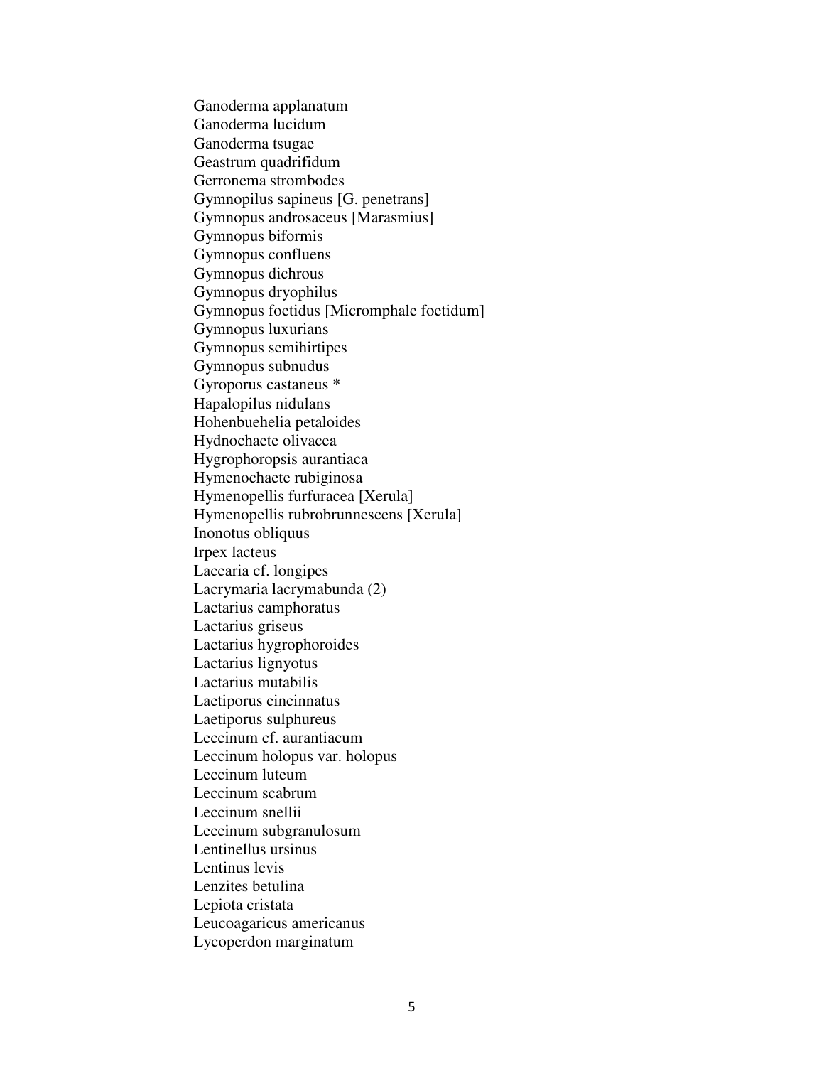Ganoderma applanatum
Ganoderma lucidum
Ganoderma tsugae
Geastrum quadrifidum
Gerronema strombodes
Gymnopilus sapineus [G. penetrans]
Gymnopus androsaceus [Marasmius]
Gymnopus biformis
Gymnopus confluens
Gymnopus dichrous
Gymnopus dryophilus
Gymnopus foetidus [Micromphale foetidum]
Gymnopus luxurians
Gymnopus semihirtipes
Gymnopus subnudus
Gyroporus castaneus *
Hapalopilus nidulans
Hohenbuehelia petaloides
Hydnochaete olivacea
Hygrophoropsis aurantiaca
Hymenochaete rubiginosa
Hymenopellis furfuracea [Xerula]
Hymenopellis rubrobrunnescens [Xerula]
Inonotus obliquus
Irpex lacteus
Laccaria cf. longipes
Lacrymaria lacrymabunda (2)
Lactarius camphoratus
Lactarius griseus
Lactarius hygrophoroides
Lactarius lignyotus
Lactarius mutabilis
Laetiporus cincinnatus
Laetiporus sulphureus
Leccinum cf. aurantiacum
Leccinum holopus var. holopus
Leccinum luteum
Leccinum scabrum
Leccinum snellii
Leccinum subgranulosum
Lentinellus ursinus
Lentinus levis
Lenzites betulina
Lepiota cristata
Leucoagaricus americanus
Lycoperdon marginatum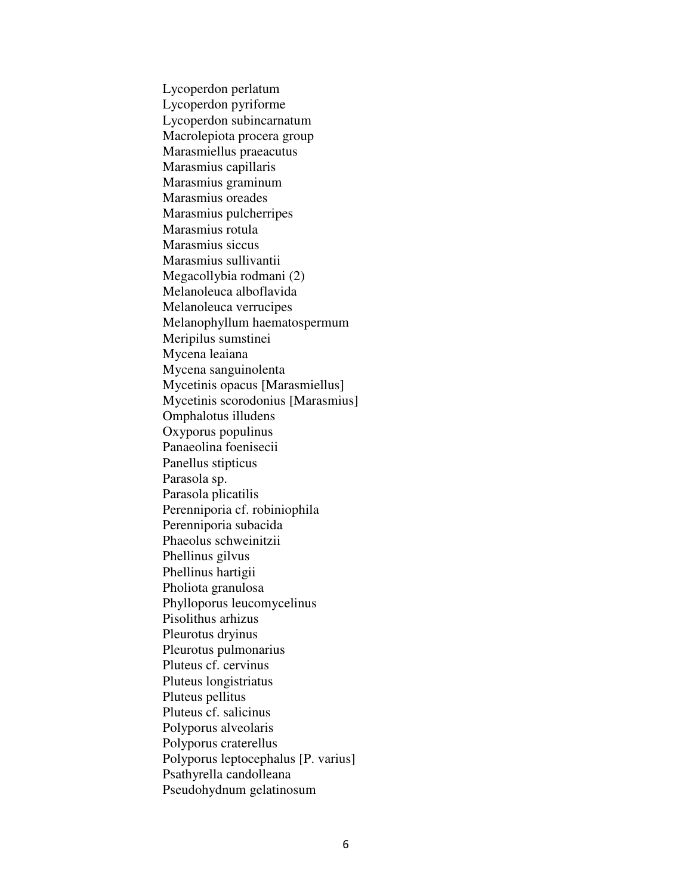Lycoperdon perlatum
Lycoperdon pyriforme
Lycoperdon subincarnatum
Macrolepiota procera group
Marasmiellus praeacutus
Marasmius capillaris
Marasmius graminum
Marasmius oreades
Marasmius pulcherripes
Marasmius rotula
Marasmius siccus
Marasmius sullivantii
Megacollybia rodmani (2)
Melanoleuca alboflavida
Melanoleuca verrucipes
Melanophyllum haematospermum
Meripilus sumstinei
Mycena leaiana
Mycena sanguinolenta
Mycetinis opacus [Marasmiellus]
Mycetinis scorodonius [Marasmius]
Omphalotus illudens
Oxyporus populinus
Panaeolina foenisecii
Panellus stipticus
Parasola sp.
Parasola plicatilis
Perenniporia cf. robiniophila
Perenniporia subacida
Phaeolus schweinitzii
Phellinus gilvus
Phellinus hartigii
Pholiota granulosa
Phylloporus leucomycelinus
Pisolithus arhizus
Pleurotus dryinus
Pleurotus pulmonarius
Pluteus cf. cervinus
Pluteus longistriatus
Pluteus pellitus
Pluteus cf. salicinus
Polyporus alveolaris
Polyporus craterellus
Polyporus leptocephalus [P. varius]
Psathyrella candolleana
Pseudohydnum gelatinosum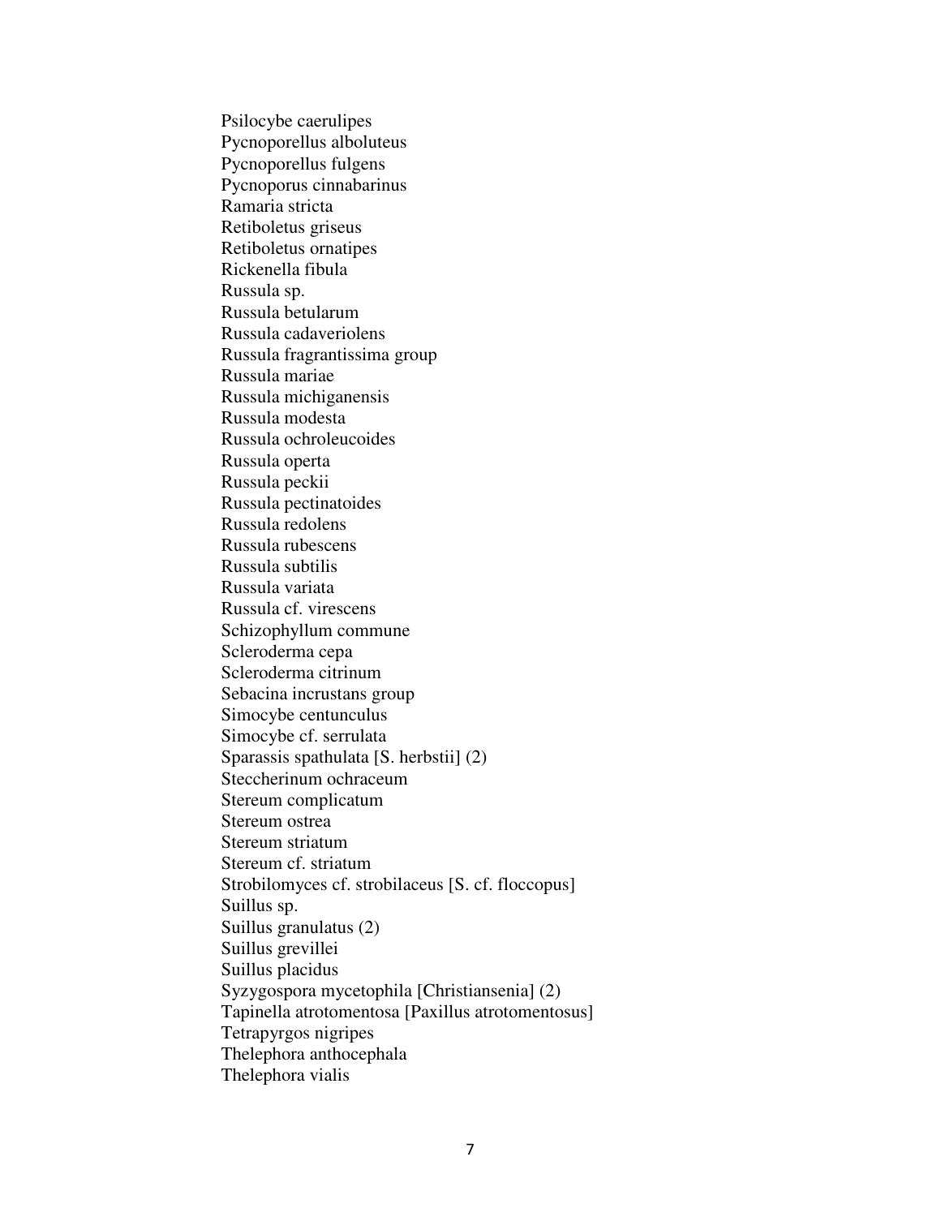Psilocybe caerulipes
Pycnoporellus alboluteus
Pycnoporellus fulgens
Pycnoporus cinnabarinus
Ramaria stricta
Retiboletus griseus
Retiboletus ornatipes
Rickenella fibula
Russula sp.
Russula betularum
Russula cadaveriolens
Russula fragrantissima group
Russula mariae
Russula michiganensis
Russula modesta
Russula ochroleucoides
Russula operta
Russula peckii
Russula pectinatoides
Russula redolens
Russula rubescens
Russula subtilis
Russula variata
Russula cf. virescens
Schizophyllum commune
Scleroderma cepa
Scleroderma citrinum
Sebacina incrustans group
Simocybe centunculus
Simocybe cf. serrulata
Sparassis spathulata [S. herbstii] (2)
Steccherinum ochraceum
Stereum complicatum
Stereum ostrea
Stereum striatum
Stereum cf. striatum
Strobilomyces cf. strobilaceus [S. cf. floccopus]
Suillus sp.
Suillus granulatus (2)
Suillus grevillei
Suillus placidus
Syzygospora mycetophila [Christiansenia] (2)
Tapinella atrotomentosa [Paxillus atrotomentosus]
Tetrapyrgos nigripes
Thelephora anthocephala
Thelephora vialis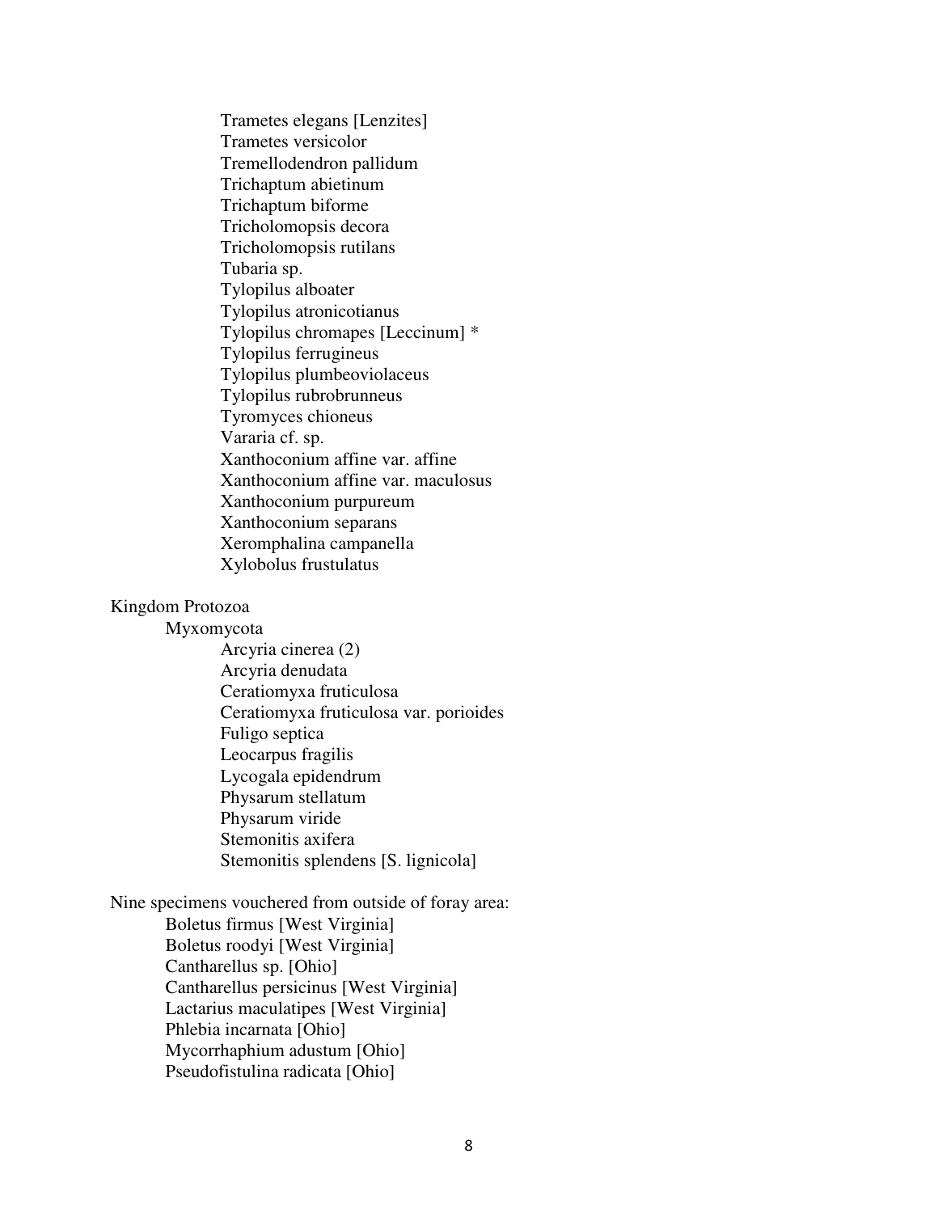Trametes elegans [Lenzites]
Trametes versicolor
Tremellodendron pallidum
Trichaptum abietinum
Trichaptum biforme
Tricholomopsis decora
Tricholomopsis rutilans
Tubaria sp.
Tylopilus alboater
Tylopilus atronicotianus
Tylopilus chromapes [Leccinum] *
Tylopilus ferrugineus
Tylopilus plumbeoviolaceus
Tylopilus rubrobrunneus
Tyromyces chioneus
Vararia cf. sp.
Xanthoconium affine var. affine
Xanthoconium affine var. maculosus
Xanthoconium purpureum
Xanthoconium separans
Xeromphalina campanella
Xylobolus frustulatus

Kingdom Protozoa

Myxomycota

Arcyria cinerea (2)
Arcyria denudata
Ceratiomyxa fruticulosa
Ceratiomyxa fruticulosa var. porioides
Fuligo septica
Leocarpus fragilis
Lycogala epidendrum
Physarum stellatum
Physarum viride
Stemonitis axifera
Stemonitis splendens [S. lignicola]

Nine specimens vouchered from outside of foray area:

Boletus firmus [West Virginia]
Boletus roodyi [West Virginia]
Cantharellus sp. [Ohio]
Cantharellus persicinus [West Virginia]
Lactarius maculatipes [West Virginia]
Phlebia incarnata [Ohio]
Mycorrhaphium adustum [Ohio]
Pseudofistulina radicata [Ohio]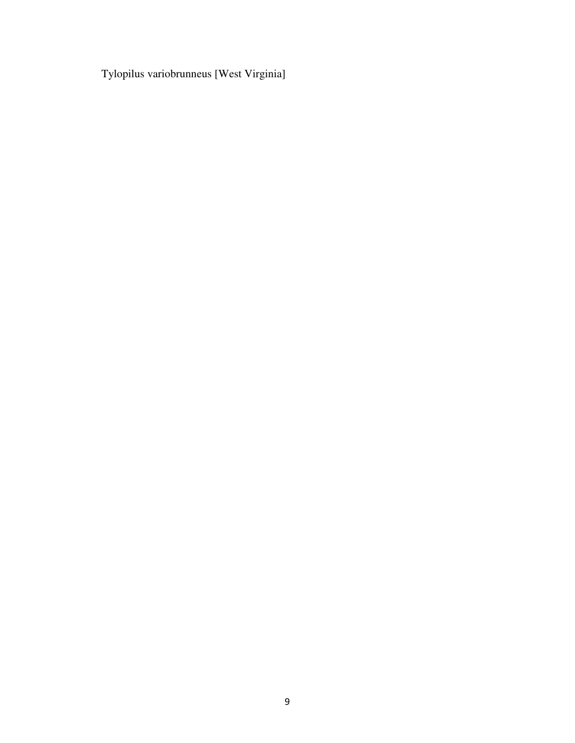Tylopilus variobrunneus [West Virginia]